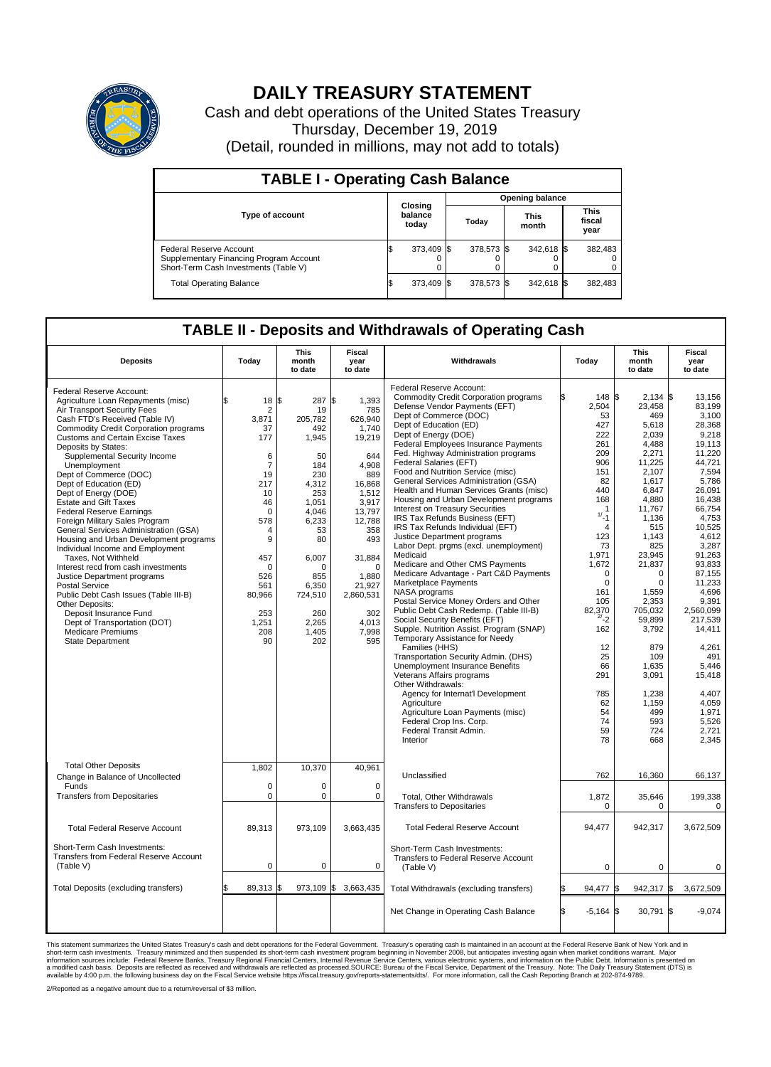# DAILY TREASURY STATEMENT

Cash and debt operations of the United States Treasury
Thursday, December 19, 2019
(Detail, rounded in millions, may not add to totals)

## TABLE I - Operating Cash Balance

| Type of account | Closing balance today | Opening balance Today | Opening balance This month | Opening balance This fiscal year |
|---|---|---|---|---|
| Federal Reserve Account | $ 373,409 | $ 378,573 | $ 342,618 | $ 382,483 |
| Supplementary Financing Program Account | 0 | 0 | 0 | 0 |
| Short-Term Cash Investments (Table V) | 0 | 0 | 0 | 0 |
| Total Operating Balance | $ 373,409 | $ 378,573 | $ 342,618 | $ 382,483 |

## TABLE II - Deposits and Withdrawals of Operating Cash

| Deposits | Today | This month to date | Fiscal year to date | Withdrawals | Today | This month to date | Fiscal year to date |
|---|---|---|---|---|---|---|---|
| Federal Reserve Account: | | | | Federal Reserve Account: | | | |
| Agriculture Loan Repayments (misc) | $ 18 | $ 287 | $ 1,393 | Commodity Credit Corporation programs | $ 148 | $ 2,134 | $ 13,156 |
| Air Transport Security Fees | 2 | 19 | 785 | Defense Vendor Payments (EFT) | 2,504 | 23,458 | 83,199 |
| Cash FTD's Received (Table IV) | 3,871 | 205,782 | 626,940 | Dept of Commerce (DOC) | 53 | 469 | 3,100 |
| Commodity Credit Corporation programs | 37 | 492 | 1,740 | Dept of Education (ED) | 427 | 5,618 | 28,368 |
| Customs and Certain Excise Taxes | 177 | 1,945 | 19,219 | Dept of Energy (DOE) | 222 | 2,039 | 9,218 |
| Deposits by States: | | | | Federal Employees Insurance Payments | 261 | 4,488 | 19,113 |
| Supplemental Security Income | 6 | 50 | 644 | Fed. Highway Administration programs | 209 | 2,271 | 11,220 |
| Unemployment | 7 | 184 | 4,908 | Federal Salaries (EFT) | 906 | 11,225 | 44,721 |
| Dept of Commerce (DOC) | 19 | 230 | 889 | Food and Nutrition Service (misc) | 151 | 2,107 | 7,594 |
| Dept of Education (ED) | 217 | 4,312 | 16,868 | General Services Administration (GSA) | 82 | 1,617 | 5,786 |
| Dept of Energy (DOE) | 10 | 253 | 1,512 | Health and Human Services Grants (misc) | 440 | 6,847 | 26,091 |
| Estate and Gift Taxes | 46 | 1,051 | 3,917 | Housing and Urban Development programs | 168 | 4,880 | 16,438 |
| Federal Reserve Earnings | 0 | 4,046 | 13,797 | Interest on Treasury Securities | 1 | 11,767 | 66,754 |
| Foreign Military Sales Program | 578 | 6,233 | 12,788 | IRS Tax Refunds Business (EFT) | 1/ -1 | 1,136 | 4,753 |
| General Services Administration (GSA) | 4 | 53 | 358 | IRS Tax Refunds Individual (EFT) | 4 | 515 | 10,525 |
| Housing and Urban Development programs | 9 | 80 | 493 | Justice Department programs | 123 | 1,143 | 4,612 |
| Individual Income and Employment Taxes, Not Withheld | 457 | 6,007 | 31,884 | Labor Dept. prgms (excl. unemployment) | 73 | 825 | 3,287 |
| Interest recd from cash investments | 0 | 0 | 0 | Medicaid | 1,971 | 23,945 | 91,263 |
| Justice Department programs | 526 | 855 | 1,880 | Medicare and Other CMS Payments | 1,672 | 21,837 | 93,833 |
| Postal Service | 561 | 6,350 | 21,927 | Medicare Advantage - Part C&D Payments | 0 | 0 | 87,155 |
| Public Debt Cash Issues (Table III-B) | 80,966 | 724,510 | 2,860,531 | Marketplace Payments | 0 | 0 | 11,233 |
| Other Deposits: | | | | NASA programs | 161 | 1,559 | 4,696 |
| Deposit Insurance Fund | 253 | 260 | 302 | Postal Service Money Orders and Other | 105 | 2,353 | 9,391 |
| Dept of Transportation (DOT) | 1,251 | 2,265 | 4,013 | Public Debt Cash Redemp. (Table III-B) | 82,370 | 705,032 | 2,560,099 |
| Medicare Premiums | 208 | 1,405 | 7,998 | Social Security Benefits (EFT) | 2/ -2 | 59,899 | 217,539 |
| State Department | 90 | 202 | 595 | Supple. Nutrition Assist. Program (SNAP) | 162 | 3,792 | 14,411 |
| | | | | Temporary Assistance for Needy Families (HHS) | 12 | 879 | 4,261 |
| | | | | Transportation Security Admin. (DHS) | 25 | 109 | 491 |
| | | | | Unemployment Insurance Benefits | 66 | 1,635 | 5,446 |
| | | | | Veterans Affairs programs | 291 | 3,091 | 15,418 |
| | | | | Other Withdrawals: | | | |
| | | | | Agency for Internat'l Development | 785 | 1,238 | 4,407 |
| | | | | Agriculture | 62 | 1,159 | 4,059 |
| | | | | Agriculture Loan Payments (misc) | 54 | 499 | 1,971 |
| | | | | Federal Crop Ins. Corp. | 74 | 593 | 5,526 |
| | | | | Federal Transit Admin. | 59 | 724 | 2,721 |
| | | | | Interior | 78 | 668 | 2,345 |
| Total Other Deposits | 1,802 | 10,370 | 40,961 | Unclassified | 762 | 16,360 | 66,137 |
| Change in Balance of Uncollected Funds | 0 | 0 | 0 | | | | |
| Transfers from Depositaries | 0 | 0 | 0 | Total, Other Withdrawals | 1,872 | 35,646 | 199,338 |
| | | | | Transfers to Depositaries | 0 | 0 | 0 |
| Total Federal Reserve Account | 89,313 | 973,109 | 3,663,435 | Total Federal Reserve Account | 94,477 | 942,317 | 3,672,509 |
| Short-Term Cash Investments: Transfers from Federal Reserve Account (Table V) | 0 | 0 | 0 | Short-Term Cash Investments: Transfers to Federal Reserve Account (Table V) | 0 | 0 | 0 |
| Total Deposits (excluding transfers) | $ 89,313 | $ 973,109 | $ 3,663,435 | Total Withdrawals (excluding transfers) | $ 94,477 | $ 942,317 | $ 3,672,509 |
| | | | | Net Change in Operating Cash Balance | $ -5,164 | $ 30,791 | $ -9,074 |

This statement summarizes the United States Treasury's cash and debt operations for the Federal Government. Treasury's operating cash is maintained in an account at the Federal Reserve Bank of New York and in short-term cash investments. Treasury minimized and then suspended its short-term cash investment program beginning in November 2008, but anticipates investing again when market conditions warrant. Major information sources include: Federal Reserve Banks, Treasury Regional Financial Centers, Internal Revenue Service Centers, various electronic systems, and information on the Public Debt. Information is presented on a modified cash basis. Deposits are reflected as received and withdrawals are reflected as processed.SOURCE: Bureau of the Fiscal Service, Department of the Treasury. Note: The Daily Treasury Statement (DTS) is available by 4:00 p.m. the following business day on the Fiscal Service website https://fiscal.treasury.gov/reports-statements/dts/. For more information, call the Cash Reporting Branch at 202-874-9789.

2/Reported as a negative amount due to a return/reversal of $3 million.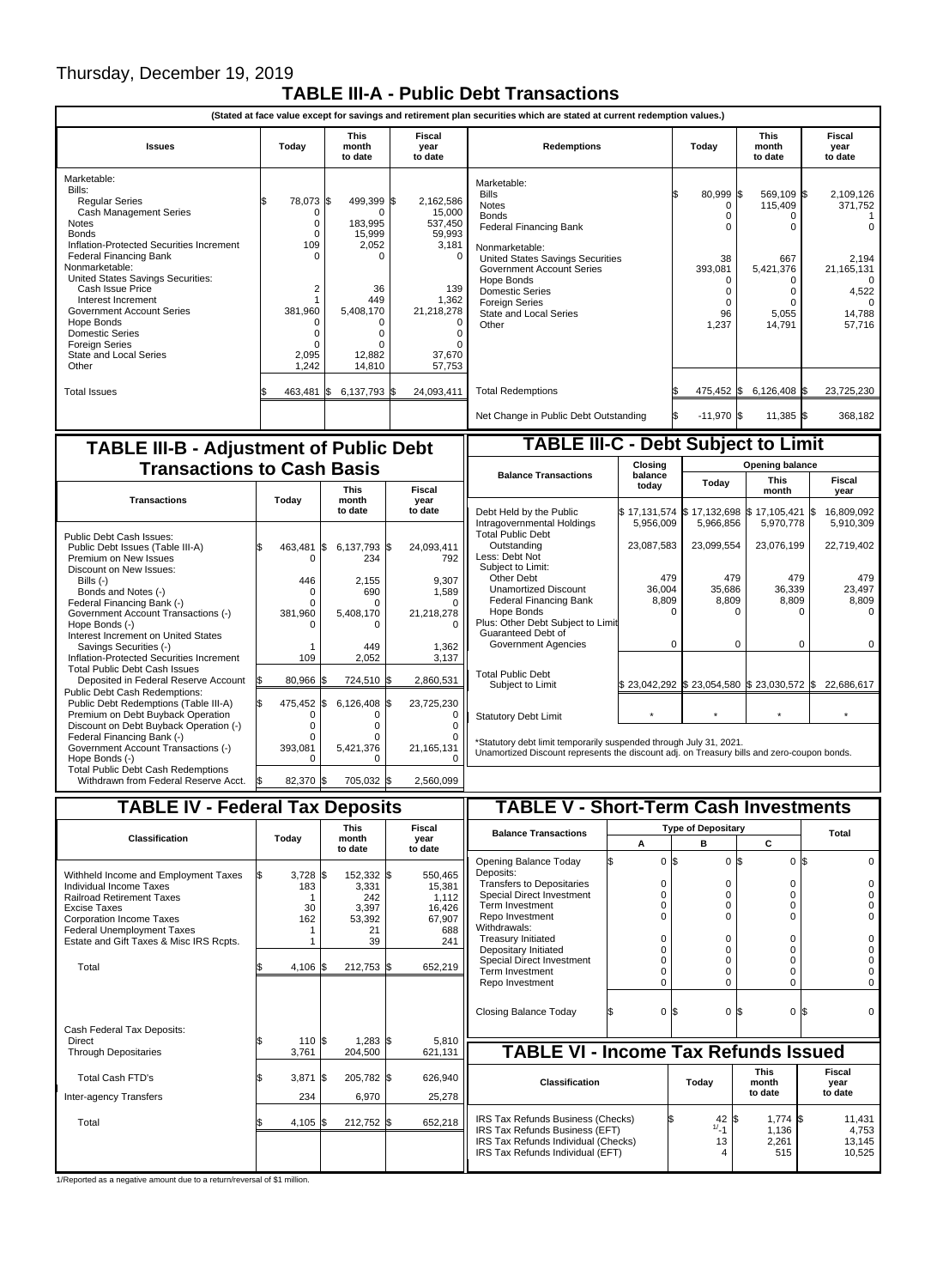Thursday, December 19, 2019

# TABLE III-A - Public Debt Transactions

(Stated at face value except for savings and retirement plan securities which are stated at current redemption values.)

| Issues | Today | This month to date | Fiscal year to date | Redemptions | Today | This month to date | Fiscal year to date |
|---|---|---|---|---|---|---|---|
| Marketable: | | | | Marketable: | | | |
| Bills: | | | | Bills | $ 80,999 | $ 569,109 | $ 2,109,126 |
| Regular Series | $ 78,073 | $ 499,399 | $ 2,162,586 | Notes | 0 | 115,409 | 371,752 |
| Cash Management Series | 0 | 0 | 15,000 | Bonds | 0 | 0 | 1 |
| Notes | 0 | 183,995 | 537,450 | Federal Financing Bank | 0 | 0 | 0 |
| Bonds | 0 | 15,999 | 59,993 | | | | |
| Inflation-Protected Securities Increment | 109 | 2,052 | 3,181 | Nonmarketable: | | | |
| Federal Financing Bank | 0 | 0 | 0 | United States Savings Securities | 38 | 667 | 2,194 |
| Nonmarketable: | | | | Government Account Series | 393,081 | 5,421,376 | 21,165,131 |
| United States Savings Securities: | | | | Hope Bonds | 0 | 0 | 0 |
| Cash Issue Price | 2 | 36 | 139 | Domestic Series | 0 | 0 | 4,522 |
| Interest Increment | 1 | 449 | 1,362 | Foreign Series | 0 | 0 | 0 |
| Government Account Series | 381,960 | 5,408,170 | 21,218,278 | State and Local Series | 96 | 5,055 | 14,788 |
| Hope Bonds | 0 | 0 | 0 | Other | 1,237 | 14,791 | 57,716 |
| Domestic Series | 0 | 0 | 0 | | | | |
| Foreign Series | 0 | 0 | 0 | | | | |
| State and Local Series | 2,095 | 12,882 | 37,670 | | | | |
| Other | 1,242 | 14,810 | 57,753 | | | | |
| Total Issues | $ 463,481 | $ 6,137,793 | $ 24,093,411 | Total Redemptions | $ 475,452 | $ 6,126,408 | $ 23,725,230 |
| | | | | Net Change in Public Debt Outstanding | $ -11,970 | $ 11,385 | $ 368,182 |

# TABLE III-B - Adjustment of Public Debt Transactions to Cash Basis

| Transactions | Today | This month to date | Fiscal year to date |
|---|---|---|---|
| Public Debt Cash Issues: | | | |
| Public Debt Issues (Table III-A) | $ 463,481 | $ 6,137,793 | $ 24,093,411 |
| Premium on New Issues | 0 | 234 | 792 |
| Discount on New Issues: | | | |
| Bills (-) | 446 | 2,155 | 9,307 |
| Bonds and Notes (-) | 0 | 690 | 1,589 |
| Federal Financing Bank (-) | 0 | 0 | 0 |
| Government Account Transactions (-) | 381,960 | 5,408,170 | 21,218,278 |
| Hope Bonds (-) | 0 | 0 | 0 |
| Interest Increment on United States Savings Securities (-) | 1 | 449 | 1,362 |
| Inflation-Protected Securities Increment | 109 | 2,052 | 3,137 |
| Total Public Debt Cash Issues Deposited in Federal Reserve Account | $ 80,966 | $ 724,510 | $ 2,860,531 |
| Public Debt Cash Redemptions: | | | |
| Public Debt Redemptions (Table III-A) | $ 475,452 | $ 6,126,408 | $ 23,725,230 |
| Premium on Debt Buyback Operation | 0 | 0 | 0 |
| Discount on Debt Buyback Operation (-) | 0 | 0 | 0 |
| Federal Financing Bank (-) | 0 | 0 | 0 |
| Government Account Transactions (-) | 393,081 | 5,421,376 | 21,165,131 |
| Hope Bonds (-) | 0 | 0 | 0 |
| Total Public Debt Cash Redemptions Withdrawn from Federal Reserve Acct. | $ 82,370 | $ 705,032 | $ 2,560,099 |

# TABLE III-C - Debt Subject to Limit

| Balance Transactions | Closing balance today | Opening balance Today | Opening balance This month | Opening balance Fiscal year |
|---|---|---|---|---|
| Debt Held by the Public | $ 17,131,574 | $ 17,132,698 | $ 17,105,421 | $ 16,809,092 |
| Intragovernmental Holdings | 5,956,009 | 5,966,856 | 5,970,778 | 5,910,309 |
| Total Public Debt Outstanding | 23,087,583 | 23,099,554 | 23,076,199 | 22,719,402 |
| Less: Debt Not Subject to Limit: | | | | |
| Other Debt | 479 | 479 | 479 | 479 |
| Unamortized Discount | 36,004 | 35,686 | 36,339 | 23,497 |
| Federal Financing Bank | 8,809 | 8,809 | 8,809 | 8,809 |
| Hope Bonds | 0 | 0 | 0 | 0 |
| Plus: Other Debt Subject to Limit | | | | |
| Guaranteed Debt of Government Agencies | 0 | 0 | 0 | 0 |
| Total Public Debt Subject to Limit | $ 23,042,292 | $ 23,054,580 | $ 23,030,572 | $ 22,686,617 |
| Statutory Debt Limit | * | * | * | * |

*Statutory debt limit temporarily suspended through July 31, 2021.
Unamortized Discount represents the discount adj. on Treasury bills and zero-coupon bonds.

# TABLE IV - Federal Tax Deposits

| Classification | Today | This month to date | Fiscal year to date |
|---|---|---|---|
| Withheld Income and Employment Taxes | $ 3,728 | $ 152,332 | $ 550,465 |
| Individual Income Taxes | 183 | 3,331 | 15,381 |
| Railroad Retirement Taxes | 1 | 242 | 1,112 |
| Excise Taxes | 30 | 3,397 | 16,426 |
| Corporation Income Taxes | 162 | 53,392 | 67,907 |
| Federal Unemployment Taxes | 1 | 21 | 688 |
| Estate and Gift Taxes & Misc IRS Rcpts. | 1 | 39 | 241 |
| Total | $ 4,106 | $ 212,753 | $ 652,219 |
| Cash Federal Tax Deposits: | | | |
| Direct | $ 110 | $ 1,283 | $ 5,810 |
| Through Depositaries | 3,761 | 204,500 | 621,131 |
| Total Cash FTD's | $ 3,871 | $ 205,782 | $ 626,940 |
| Inter-agency Transfers | 234 | 6,970 | 25,278 |
| Total | $ 4,105 | $ 212,752 | $ 652,218 |

# TABLE V - Short-Term Cash Investments

| Balance Transactions | Type of Depositary A | Type of Depositary B | Type of Depositary C | Total |
|---|---|---|---|---|
| Opening Balance Today | $ 0 | $ 0 | $ 0 | $ 0 |
| Deposits: | | | | |
| Transfers to Depositaries | 0 | 0 | 0 | 0 |
| Special Direct Investment | 0 | 0 | 0 | 0 |
| Term Investment | 0 | 0 | 0 | 0 |
| Repo Investment | 0 | 0 | 0 | 0 |
| Withdrawals: | | | | |
| Treasury Initiated | 0 | 0 | 0 | 0 |
| Depositary Initiated | 0 | 0 | 0 | 0 |
| Special Direct Investment | 0 | 0 | 0 | 0 |
| Term Investment | 0 | 0 | 0 | 0 |
| Repo Investment | 0 | 0 | 0 | 0 |
| Closing Balance Today | $ 0 | $ 0 | $ 0 | $ 0 |

# TABLE VI - Income Tax Refunds Issued

| Classification | Today | This month to date | Fiscal year to date |
|---|---|---|---|
| IRS Tax Refunds Business (Checks) | $ 42 | $ 1,774 | $ 11,431 |
| IRS Tax Refunds Business (EFT) | [1/] -1 | 1,136 | 4,753 |
| IRS Tax Refunds Individual (Checks) | 13 | 2,261 | 13,145 |
| IRS Tax Refunds Individual (EFT) | 4 | 515 | 10,525 |

1/Reported as a negative amount due to a return/reversal of $1 million.